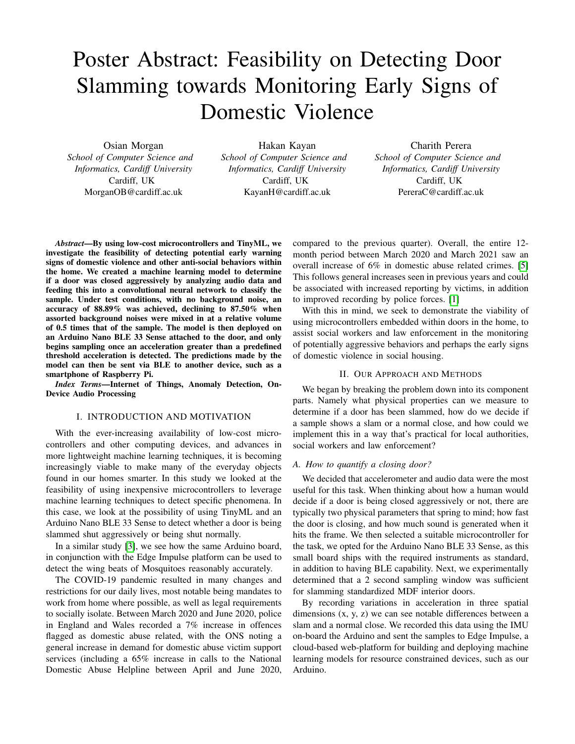# Poster Abstract: Feasibility on Detecting Door Slamming towards Monitoring Early Signs of Domestic Violence

Osian Morgan
*School of Computer Science and Informatics, Cardiff University*
Cardiff, UK
MorganOB@cardiff.ac.uk

Hakan Kayan
*School of Computer Science and Informatics, Cardiff University*
Cardiff, UK
KayanH@cardiff.ac.uk

Charith Perera
*School of Computer Science and Informatics, Cardiff University*
Cardiff, UK
PereraC@cardiff.ac.uk

***Abstract*—By using low-cost microcontrollers and TinyML, we investigate the feasibility of detecting potential early warning signs of domestic violence and other anti-social behaviors within the home. We created a machine learning model to determine if a door was closed aggressively by analyzing audio data and feeding this into a convolutional neural network to classify the sample. Under test conditions, with no background noise, an accuracy of 88.89% was achieved, declining to 87.50% when assorted background noises were mixed in at a relative volume of 0.5 times that of the sample. The model is then deployed on an Arduino Nano BLE 33 Sense attached to the door, and only begins sampling once an acceleration greater than a predefined threshold acceleration is detected. The predictions made by the model can then be sent via BLE to another device, such as a smartphone of Raspberry Pi.**

***Index Terms*—Internet of Things, Anomaly Detection, On-Device Audio Processing**

## I. INTRODUCTION AND MOTIVATION

With the ever-increasing availability of low-cost microcontrollers and other computing devices, and advances in more lightweight machine learning techniques, it is becoming increasingly viable to make many of the everyday objects found in our homes smarter. In this study we looked at the feasibility of using inexpensive microcontrollers to leverage machine learning techniques to detect specific phenomena. In this case, we look at the possibility of using TinyML and an Arduino Nano BLE 33 Sense to detect whether a door is being slammed shut aggressively or being shut normally.

In a similar study [3], we see how the same Arduino board, in conjunction with the Edge Impulse platform can be used to detect the wing beats of Mosquitoes reasonably accurately.

The COVID-19 pandemic resulted in many changes and restrictions for our daily lives, most notable being mandates to work from home where possible, as well as legal requirements to socially isolate. Between March 2020 and June 2020, police in England and Wales recorded a 7% increase in offences flagged as domestic abuse related, with the ONS noting a general increase in demand for domestic abuse victim support services (including a 65% increase in calls to the National Domestic Abuse Helpline between April and June 2020, compared to the previous quarter). Overall, the entire 12-month period between March 2020 and March 2021 saw an overall increase of 6% in domestic abuse related crimes. [5] This follows general increases seen in previous years and could be associated with increased reporting by victims, in addition to improved recording by police forces. [1]

With this in mind, we seek to demonstrate the viability of using microcontrollers embedded within doors in the home, to assist social workers and law enforcement in the monitoring of potentially aggressive behaviors and perhaps the early signs of domestic violence in social housing.

## II. OUR APPROACH AND METHODS

We began by breaking the problem down into its component parts. Namely what physical properties can we measure to determine if a door has been slammed, how do we decide if a sample shows a slam or a normal close, and how could we implement this in a way that's practical for local authorities, social workers and law enforcement?

### *A. How to quantify a closing door?*

We decided that accelerometer and audio data were the most useful for this task. When thinking about how a human would decide if a door is being closed aggressively or not, there are typically two physical parameters that spring to mind; how fast the door is closing, and how much sound is generated when it hits the frame. We then selected a suitable microcontroller for the task, we opted for the Arduino Nano BLE 33 Sense, as this small board ships with the required instruments as standard, in addition to having BLE capability. Next, we experimentally determined that a 2 second sampling window was sufficient for slamming standardized MDF interior doors.

By recording variations in acceleration in three spatial dimensions (x, y, z) we can see notable differences between a slam and a normal close. We recorded this data using the IMU on-board the Arduino and sent the samples to Edge Impulse, a cloud-based web-platform for building and deploying machine learning models for resource constrained devices, such as our Arduino.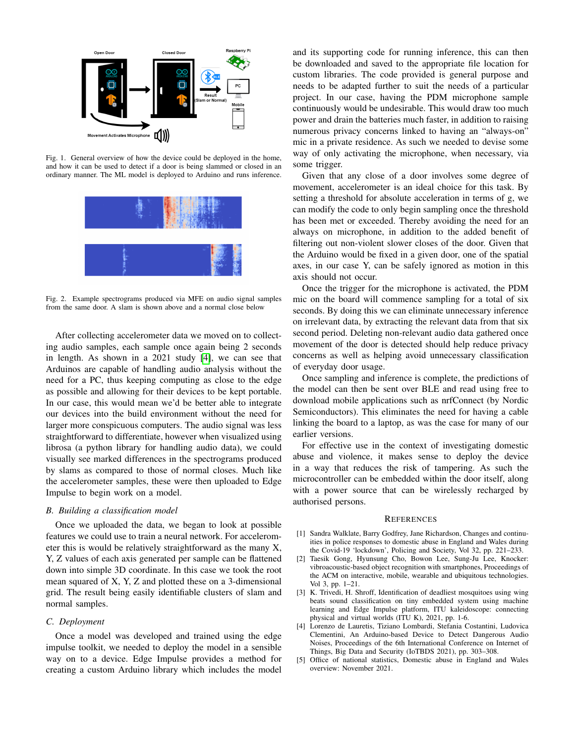Open Door

Closed Door

Raspberry Pi

BLE

Result (Slam or Normal)

PC

Mobile

Movement Activates Microphone

Fig. 1. General overview of how the device could be deployed in the home, and how it can be used to detect if a door is being slammed or closed in an ordinary manner. The ML model is deployed to Arduino and runs inference.

Fig. 2. Example spectrograms produced via MFE on audio signal samples from the same door. A slam is shown above and a normal close below

After collecting accelerometer data we moved on to collecting audio samples, each sample once again being 2 seconds in length. As shown in a 2021 study [4], we can see that Arduinos are capable of handling audio analysis without the need for a PC, thus keeping computing as close to the edge as possible and allowing for their devices to be kept portable. In our case, this would mean we'd be better able to integrate our devices into the build environment without the need for larger more conspicuous computers. The audio signal was less straightforward to differentiate, however when visualized using librosa (a python library for handling audio data), we could visually see marked differences in the spectrograms produced by slams as compared to those of normal closes. Much like the accelerometer samples, these were then uploaded to Edge Impulse to begin work on a model.

### B. Building a classification model

Once we uploaded the data, we began to look at possible features we could use to train a neural network. For accelerometer this is would be relatively straightforward as the many X, Y, Z values of each axis generated per sample can be flattened down into simple 3D coordinate. In this case we took the root mean squared of X, Y, Z and plotted these on a 3-dimensional grid. The result being easily identifiable clusters of slam and normal samples.

### C. Deployment

Once a model was developed and trained using the edge impulse toolkit, we needed to deploy the model in a sensible way on to a device. Edge Impulse provides a method for creating a custom Arduino library which includes the model and its supporting code for running inference, this can then be downloaded and saved to the appropriate file location for custom libraries. The code provided is general purpose and needs to be adapted further to suit the needs of a particular project. In our case, having the PDM microphone sample continuously would be undesirable. This would draw too much power and drain the batteries much faster, in addition to raising numerous privacy concerns linked to having an "always-on" mic in a private residence. As such we needed to devise some way of only activating the microphone, when necessary, via some trigger.

Given that any close of a door involves some degree of movement, accelerometer is an ideal choice for this task. By setting a threshold for absolute acceleration in terms of g, we can modify the code to only begin sampling once the threshold has been met or exceeded. Thereby avoiding the need for an always on microphone, in addition to the added benefit of filtering out non-violent slower closes of the door. Given that the Arduino would be fixed in a given door, one of the spatial axes, in our case Y, can be safely ignored as motion in this axis should not occur.

Once the trigger for the microphone is activated, the PDM mic on the board will commence sampling for a total of six seconds. By doing this we can eliminate unnecessary inference on irrelevant data, by extracting the relevant data from that six second period. Deleting non-relevant audio data gathered once movement of the door is detected should help reduce privacy concerns as well as helping avoid unnecessary classification of everyday door usage.

Once sampling and inference is complete, the predictions of the model can then be sent over BLE and read using free to download mobile applications such as nrfConnect (by Nordic Semiconductors). This eliminates the need for having a cable linking the board to a laptop, as was the case for many of our earlier versions.

For effective use in the context of investigating domestic abuse and violence, it makes sense to deploy the device in a way that reduces the risk of tampering. As such the microcontroller can be embedded within the door itself, along with a power source that can be wirelessly recharged by authorised persons.

## References

[1] Sandra Walklate, Barry Godfrey, Jane Richardson, Changes and continuities in police responses to domestic abuse in England and Wales during the Covid-19 'lockdown', Policing and Society, Vol 32, pp. 221–233.

[2] Taesik Gong, Hyunsung Cho, Bowon Lee, Sung-Ju Lee, Knocker: vibroacoustic-based object recognition with smartphones, Proceedings of the ACM on interactive, mobile, wearable and ubiquitous technologies. Vol 3, pp. 1–21.

[3] K. Trivedi, H. Shroff, Identification of deadliest mosquitoes using wing beats sound classification on tiny embedded system using machine learning and Edge Impulse platform, ITU kaleidoscope: connecting physical and virtual worlds (ITU K), 2021, pp. 1-6.

[4] Lorenzo de Lauretis, Tiziano Lombardi, Stefania Costantini, Ludovica Clementini, An Arduino-based Device to Detect Dangerous Audio Noises, Proceedings of the 6th International Conference on Internet of Things, Big Data and Security (IoTBDS 2021), pp. 303–308.

[5] Office of national statistics, Domestic abuse in England and Wales overview: November 2021.